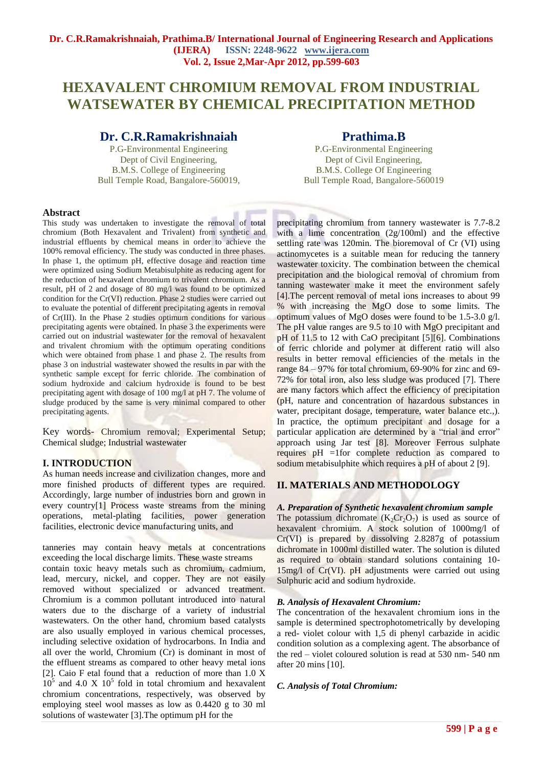# HEXAVALENT CHROMIUM REMOVAL FROM INDUSTRIAL WATSEWATER BY CHEMICAL PRECIPITATION METHOD

**Dr. C.R.Ramakrishnaiah**
P.G-Environmental Engineering
Dept of Civil Engineering,
B.M.S. College of Engineering
Bull Temple Road, Bangalore-560019,

**Prathima.B**
P.G-Environmental Engineering
Dept of Civil Engineering,
B.M.S. College Of Engineering
Bull Temple Road, Bangalore-560019

## Abstract

This study was undertaken to investigate the removal of total chromium (Both Hexavalent and Trivalent) from synthetic and industrial effluents by chemical means in order to achieve the 100% removal efficiency. The study was conducted in three phases. In phase 1, the optimum pH, effective dosage and reaction time were optimized using Sodium Metabisulphite as reducing agent for the reduction of hexavalent chromium to trivalent chromium. As a result, pH of 2 and dosage of 80 mg/l was found to be optimized condition for the Cr(VI) reduction. Phase 2 studies were carried out to evaluate the potential of different precipitating agents in removal of Cr(III). In the Phase 2 studies optimum conditions for various precipitating agents were obtained. In phase 3 the experiments were carried out on industrial wastewater for the removal of hexavalent and trivalent chromium with the optimum operating conditions which were obtained from phase 1 and phase 2. The results from phase 3 on industrial wastewater showed the results in par with the synthetic sample except for ferric chloride. The combination of sodium hydroxide and calcium hydroxide is found to be best precipitating agent with dosage of 100 mg/l at pH 7. The volume of sludge produced by the same is very minimal compared to other precipitating agents.

Key words- Chromium removal; Experimental Setup; Chemical sludge; Industrial wastewater

## I. INTRODUCTION

As human needs increase and civilization changes, more and more finished products of different types are required. Accordingly, large number of industries born and grown in every country[1] Process waste streams from the mining operations, metal-plating facilities, power generation facilities, electronic device manufacturing units, and tanneries may contain heavy metals at concentrations exceeding the local discharge limits. These waste streams contain toxic heavy metals such as chromium, cadmium, lead, mercury, nickel, and copper. They are not easily removed without specialized or advanced treatment. Chromium is a common pollutant introduced into natural waters due to the discharge of a variety of industrial wastewaters. On the other hand, chromium based catalysts are also usually employed in various chemical processes, including selective oxidation of hydrocarbons. In India and all over the world, Chromium (Cr) is dominant in most of the effluent streams as compared to other heavy metal ions [2]. Caio F etal found that a reduction of more than 1.0 X $10^5$ and 4.0 X $10^5$ fold in total chromium and hexavalent chromium concentrations, respectively, was observed by employing steel wool masses as low as 0.4420 g to 30 ml solutions of wastewater [3].The optimum pH for the precipitating chromium from tannery wastewater is 7.7-8.2 with a lime concentration (2g/100ml) and the effective settling rate was 120min. The bioremoval of Cr (VI) using actinomycetes is a suitable mean for reducing the tannery wastewater toxicity. The combination between the chemical precipitation and the biological removal of chromium from tanning wastewater make it meet the environment safely [4].The percent removal of metal ions increases to about 99 % with increasing the MgO dose to some limits. The optimum values of MgO doses were found to be 1.5-3.0 g/l. The pH value ranges are 9.5 to 10 with MgO precipitant and pH of 11.5 to 12 with CaO precipitant [5][6]. Combinations of ferric chloride and polymer at different ratio will also results in better removal efficiencies of the metals in the range 84 – 97% for total chromium, 69-90% for zinc and 69-72% for total iron, also less sludge was produced [7]. There are many factors which affect the efficiency of precipitation (pH, nature and concentration of hazardous substances in water, precipitant dosage, temperature, water balance etc.,). In practice, the optimum precipitant and dosage for a particular application are determined by a "trial and error" approach using Jar test [8]. Moreover Ferrous sulphate requires pH =1for complete reduction as compared to sodium metabisulphite which requires a pH of about 2 [9].

## II. MATERIALS AND METHODOLOGY

### *A. Preparation of Synthetic hexavalent chromium sample*

The potassium dichromate ($K_2Cr_2O_7$) is used as source of hexavalent chromium. A stock solution of 1000mg/l of Cr(VI) is prepared by dissolving 2.8287g of potassium dichromate in 1000ml distilled water. The solution is diluted as required to obtain standard solutions containing 10-15mg/l of Cr(VI). pH adjustments were carried out using Sulphuric acid and sodium hydroxide.

### *B. Analysis of Hexavalent Chromium:*

The concentration of the hexavalent chromium ions in the sample is determined spectrophotometrically by developing a red- violet colour with 1,5 di phenyl carbazide in acidic condition solution as a complexing agent. The absorbance of the red – violet coloured solution is read at 530 nm- 540 nm after 20 mins [10].

### *C. Analysis of Total Chromium:*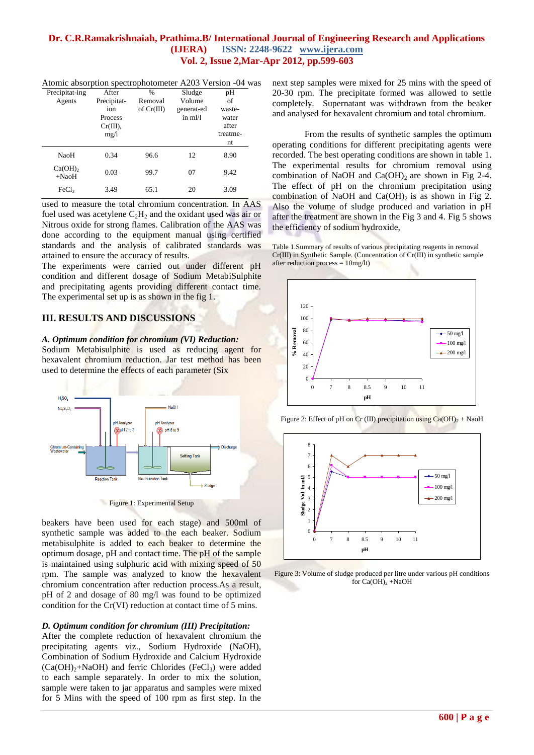Atomic absorption spectrophotometer A203 Version -04 was used to measure the total chromium concentration. In AAS fuel used was acetylene $C_2H_2$ and the oxidant used was air or Nitrous oxide for strong flames. Calibration of the AAS was done according to the equipment manual using certified standards and the analysis of calibrated standards was attained to ensure the accuracy of results.

The experiments were carried out under different pH condition and different dosage of Sodium MetabiSulphite and precipitating agents providing different contact time. The experimental set up is as shown in the fig 1.

## III. RESULTS AND DISCUSSIONS

### *A. Optimum condition for chromium (VI) Reduction:*

Sodium Metabisulphite is used as reducing agent for hexavalent chromium reduction. Jar test method has been used to determine the effects of each parameter (Six beakers have been used for each stage) and 500ml of synthetic sample was added to the each beaker. Sodium metabisulphite is added to each beaker to determine the optimum dosage, pH and contact time. The pH of the sample is maintained using sulphuric acid with mixing speed of 50 rpm. The sample was analyzed to know the hexavalent chromium concentration after reduction process.As a result, pH of 2 and dosage of 80 mg/l was found to be optimized condition for the Cr(VI) reduction at contact time of 5 mins.

Figure 1: Experimental Setup

### *D. Optimum condition for chromium (III) Precipitation:*

After the complete reduction of hexavalent chromium the precipitating agents viz., Sodium Hydroxide (NaOH), Combination of Sodium Hydroxide and Calcium Hydroxide ($Ca(OH)_2$+NaOH) and ferric Chlorides ($FeCl_3$) were added to each sample separately. In order to mix the solution, sample were taken to jar apparatus and samples were mixed for 5 Mins with the speed of 100 rpm as first step. In the next step samples were mixed for 25 mins with the speed of 20-30 rpm. The precipitate formed was allowed to settle completely. Supernatant was withdrawn from the beaker and analysed for hexavalent chromium and total chromium.

From the results of synthetic samples the optimum operating conditions for different precipitating agents were recorded. The best operating conditions are shown in table 1. The experimental results for chromium removal using combination of NaOH and $Ca(OH)_2$ are shown in Fig 2-4. The effect of pH on the chromium precipitation using combination of NaOH and $Ca(OH)_2$ is as shown in Fig 2. Also the volume of sludge produced and variation in pH after the treatment are shown in the Fig 3 and 4. Fig 5 shows the efficiency of sodium hydroxide,

| Precipitat-ing Agents | After Precipitat-ion Process Cr(III), mg/l | % Removal of Cr(III) | Sludge Volume generat-ed in ml/l | pH of waste-water after treatme-nt |
|---|---|---|---|---|
| NaoH | 0.34 | 96.6 | 12 | 8.90 |
| $Ca(OH)_2$ +NaoH | 0.03 | 99.7 | 07 | 9.42 |
| $FeCl_3$ | 3.49 | 65.1 | 20 | 3.09 |

Table 1.Summary of results of various precipitating reagents in removal Cr(III) in Synthetic Sample. (Concentration of Cr(III) in synthetic sample after reduction process = 10mg/lt)

Figure 2: Effect of pH on Cr (III) precipitation using $Ca(OH)_2$ + NaOH

Figure 3: Volume of sludge produced per litre under various pH conditions for $Ca(OH)_2$ +NaOH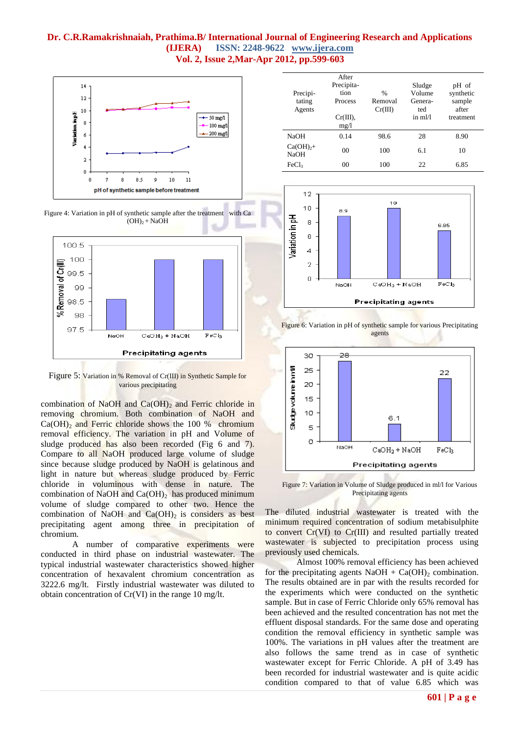Figure 4: Variation in pH of synthetic sample after the treatment with $Ca(OH)_2$ + NaOH

Figure 5: Variation in % Removal of Cr(III) in Synthetic Sample for various precipitating

combination of NaOH and $Ca(OH)_2$ and Ferric chloride in removing chromium. Both combination of NaOH and $Ca(OH)_2$ and Ferric chloride shows the 100 % chromium removal efficiency. The variation in pH and Volume of sludge produced has also been recorded (Fig 6 and 7). Compare to all NaOH produced large volume of sludge since because sludge produced by NaOH is gelatinous and light in nature but whereas sludge produced by Ferric chloride in voluminous with dense in nature. The combination of NaOH and $Ca(OH)_2$ has produced minimum volume of sludge compared to other two. Hence the combination of NaOH and $Ca(OH)_2$ is considers as best precipitating agent among three in precipitation of chromium.

A number of comparative experiments were conducted in third phase on industrial wastewater. The typical industrial wastewater characteristics showed higher concentration of hexavalent chromium concentration as 3222.6 mg/lt. Firstly industrial wastewater was diluted to obtain concentration of Cr(VI) in the range 10 mg/lt.

| Precipitating Agents | After Precipitation Process Cr(III), mg/l | % Removal Cr(III) | Sludge Volume Generated in ml/l | pH of synthetic sample after treatment |
|---|---|---|---|---|
| NaOH | 0.14 | 98.6 | 28 | 8.90 |
| $Ca(OH)_2$+ NaOH | 00 | 100 | 6.1 | 10 |
| $FeCl_3$ | 00 | 100 | 22 | 6.85 |

Figure 6: Variation in pH of synthetic sample for various Precipitating agents

Figure 7: Variation in Volume of Sludge produced in ml/l for Various Precipitating agents

The diluted industrial wastewater is treated with the minimum required concentration of sodium metabisulphite to convert Cr(VI) to Cr(III) and resulted partially treated wastewater is subjected to precipitation process using previously used chemicals.

Almost 100% removal efficiency has been achieved for the precipitating agents NaOH + $Ca(OH)_2$ combination. The results obtained are in par with the results recorded for the experiments which were conducted on the synthetic sample. But in case of Ferric Chloride only 65% removal has been achieved and the resulted concentration has not met the effluent disposal standards. For the same dose and operating condition the removal efficiency in synthetic sample was 100%. The variations in pH values after the treatment are also follows the same trend as in case of synthetic wastewater except for Ferric Chloride. A pH of 3.49 has been recorded for industrial wastewater and is quite acidic condition compared to that of value 6.85 which was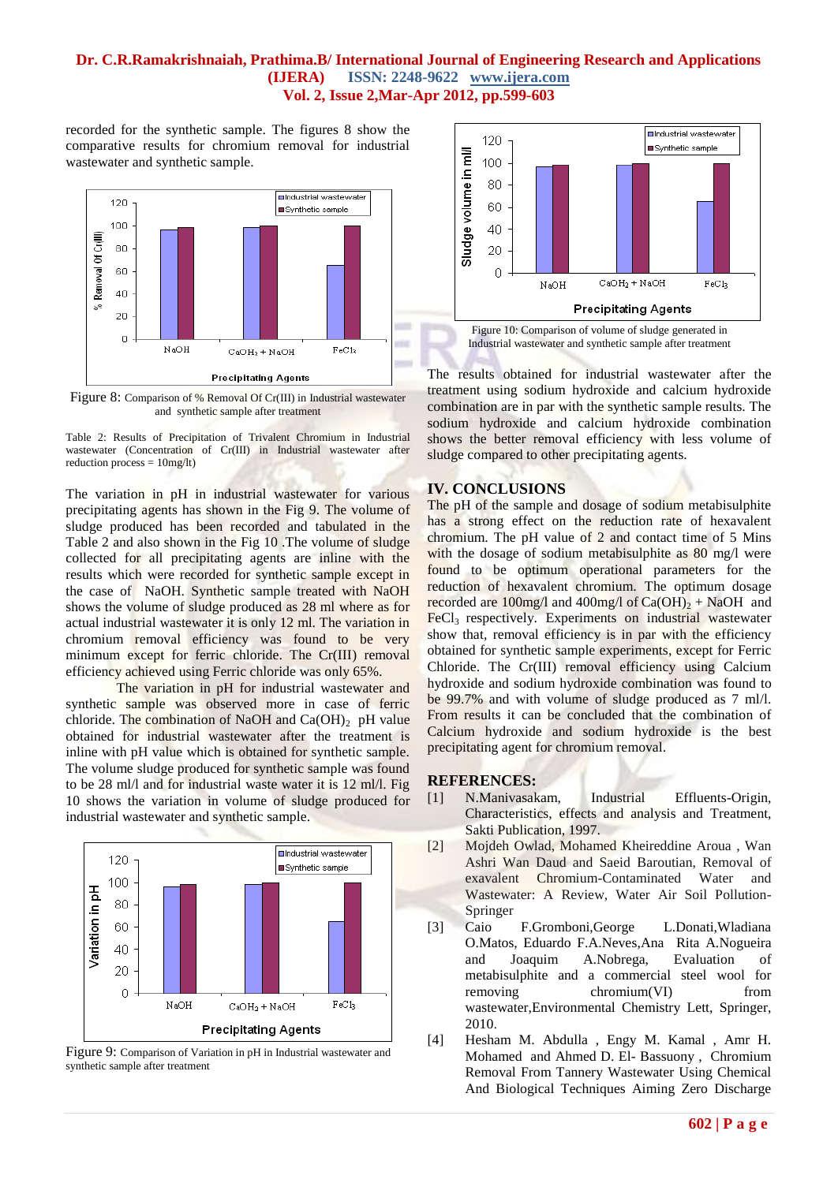recorded for the synthetic sample. The figures 8 show the comparative results for chromium removal for industrial wastewater and synthetic sample.

Figure 8: Comparison of % Removal Of Cr(III) in Industrial wastewater and synthetic sample after treatment

Table 2: Results of Precipitation of Trivalent Chromium in Industrial wastewater (Concentration of Cr(III) in Industrial wastewater after reduction process = 10mg/lt)

The variation in pH in industrial wastewater for various precipitating agents has shown in the Fig 9. The volume of sludge produced has been recorded and tabulated in the Table 2 and also shown in the Fig 10 .The volume of sludge collected for all precipitating agents are inline with the results which were recorded for synthetic sample except in the case of NaOH. Synthetic sample treated with NaOH shows the volume of sludge produced as 28 ml where as for actual industrial wastewater it is only 12 ml. The variation in chromium removal efficiency was found to be very minimum except for ferric chloride. The Cr(III) removal efficiency achieved using Ferric chloride was only 65%.

The variation in pH for industrial wastewater and synthetic sample was observed more in case of ferric chloride. The combination of NaOH and $Ca(OH)_2$ pH value obtained for industrial wastewater after the treatment is inline with pH value which is obtained for synthetic sample. The volume sludge produced for synthetic sample was found to be 28 ml/l and for industrial waste water it is 12 ml/l. Fig 10 shows the variation in volume of sludge produced for industrial wastewater and synthetic sample.

Figure 9: Comparison of Variation in pH in Industrial wastewater and synthetic sample after treatment

Figure 10: Comparison of volume of sludge generated in Industrial wastewater and synthetic sample after treatment

The results obtained for industrial wastewater after the treatment using sodium hydroxide and calcium hydroxide combination are in par with the synthetic sample results. The sodium hydroxide and calcium hydroxide combination shows the better removal efficiency with less volume of sludge compared to other precipitating agents.

## IV. CONCLUSIONS

The pH of the sample and dosage of sodium metabisulphite has a strong effect on the reduction rate of hexavalent chromium. The pH value of 2 and contact time of 5 Mins with the dosage of sodium metabisulphite as 80 mg/l were found to be optimum operational parameters for the reduction of hexavalent chromium. The optimum dosage recorded are 100mg/l and 400mg/l of $Ca(OH)_2$ + NaOH and $FeCl_3$ respectively. Experiments on industrial wastewater show that, removal efficiency is in par with the efficiency obtained for synthetic sample experiments, except for Ferric Chloride. The Cr(III) removal efficiency using Calcium hydroxide and sodium hydroxide combination was found to be 99.7% and with volume of sludge produced as 7 ml/l. From results it can be concluded that the combination of Calcium hydroxide and sodium hydroxide is the best precipitating agent for chromium removal.

## REFERENCES:

[1] N.Manivasakam, Industrial Effluents-Origin, Characteristics, effects and analysis and Treatment, Sakti Publication, 1997.

[2] Mojdeh Owlad, Mohamed Kheireddine Aroua , Wan Ashri Wan Daud and Saeid Baroutian, Removal of exavalent Chromium-Contaminated Water and Wastewater: A Review, Water Air Soil Pollution-Springer

[3] Caio F.Gromboni,George L.Donati,Wladiana O.Matos, Eduardo F.A.Neves,Ana Rita A.Nogueira and Joaquim A.Nobrega, Evaluation of metabisulphite and a commercial steel wool for removing chromium(VI) from wastewater,Environmental Chemistry Lett, Springer, 2010.

[4] Hesham M. Abdulla , Engy M. Kamal , Amr H. Mohamed and Ahmed D. El- Bassuony , Chromium Removal From Tannery Wastewater Using Chemical And Biological Techniques Aiming Zero Discharge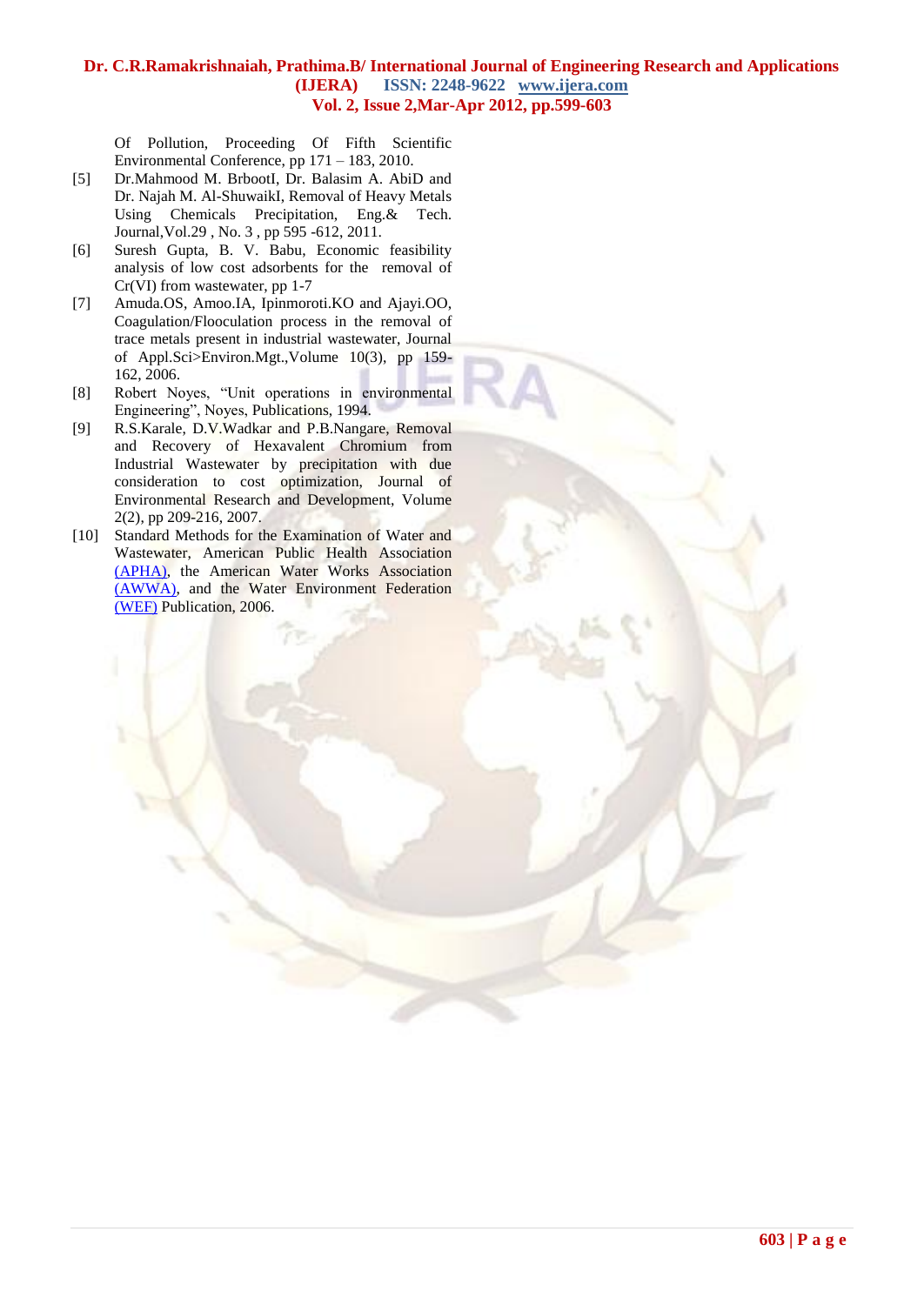Of Pollution, Proceeding Of Fifth Scientific Environmental Conference, pp 171 – 183, 2010.

[5] Dr.Mahmood M. BrbootI, Dr. Balasim A. AbiD and Dr. Najah M. Al-ShuwaikI, Removal of Heavy Metals Using Chemicals Precipitation, Eng.& Tech. Journal,Vol.29 , No. 3 , pp 595 -612, 2011.

[6] Suresh Gupta, B. V. Babu, Economic feasibility analysis of low cost adsorbents for the removal of Cr(VI) from wastewater, pp 1-7

[7] Amuda.OS, Amoo.IA, Ipinmoroti.KO and Ajayi.OO, Coagulation/Flooculation process in the removal of trace metals present in industrial wastewater, Journal of Appl.Sci>Environ.Mgt.,Volume 10(3), pp 159-162, 2006.

[8] Robert Noyes, "Unit operations in environmental Engineering", Noyes, Publications, 1994.

[9] R.S.Karale, D.V.Wadkar and P.B.Nangare, Removal and Recovery of Hexavalent Chromium from Industrial Wastewater by precipitation with due consideration to cost optimization, Journal of Environmental Research and Development, Volume 2(2), pp 209-216, 2007.

[10] Standard Methods for the Examination of Water and Wastewater, American Public Health Association (APHA), the American Water Works Association (AWWA), and the Water Environment Federation (WEF) Publication, 2006.